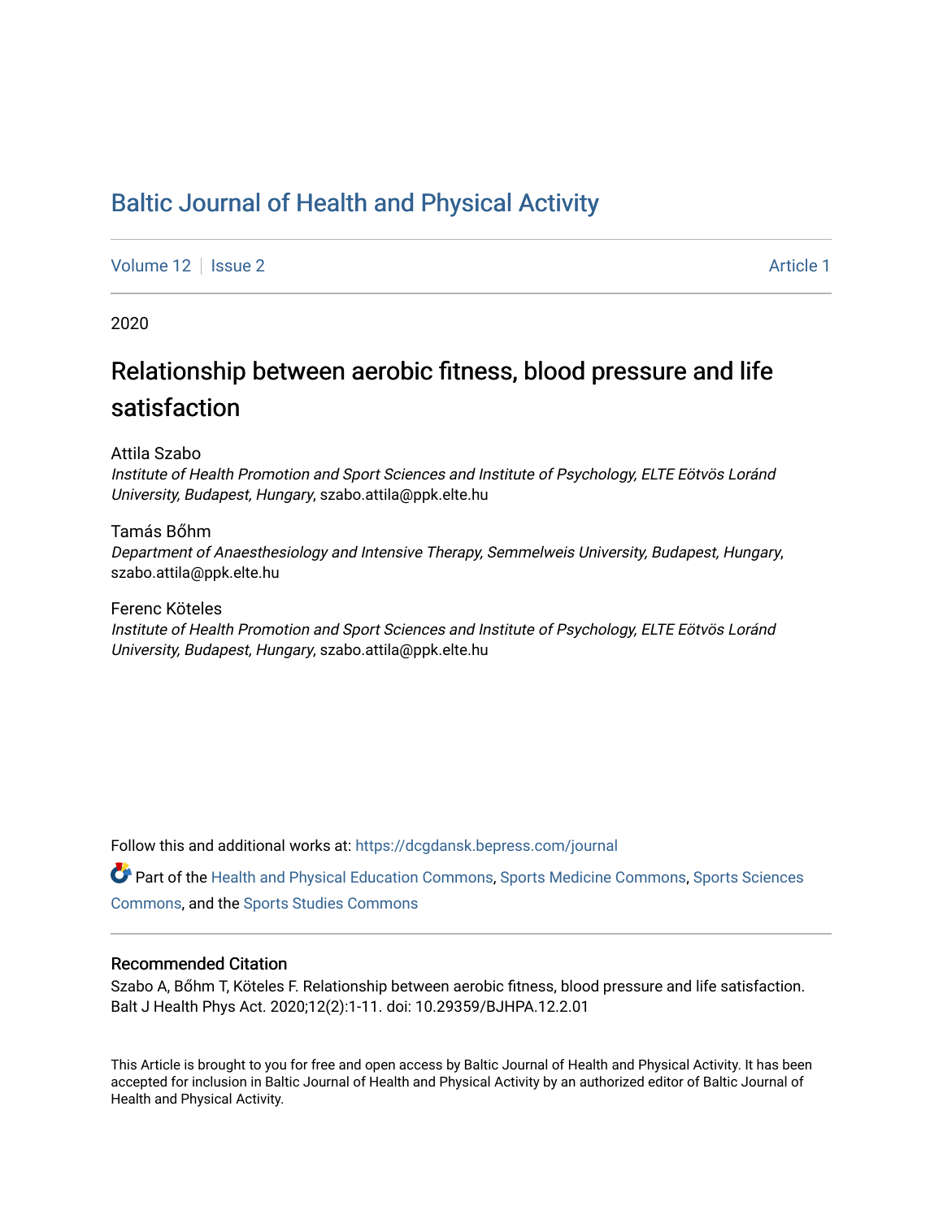# Baltic Journal of Health and Physical Activity

Volume 12 | Issue 2 Article 1

2020

## Relationship between aerobic fitness, blood pressure and life satisfaction

Attila Szabo
*Institute of Health Promotion and Sport Sciences and Institute of Psychology, ELTE Eötvös Loránd University, Budapest, Hungary*, szabo.attila@ppk.elte.hu

Tamás Bőhm
*Department of Anaesthesiology and Intensive Therapy, Semmelweis University, Budapest, Hungary*, szabo.attila@ppk.elte.hu

Ferenc Köteles
*Institute of Health Promotion and Sport Sciences and Institute of Psychology, ELTE Eötvös Loránd University, Budapest, Hungary*, szabo.attila@ppk.elte.hu

Follow this and additional works at: https://dcgdansk.bepress.com/journal

Part of the Health and Physical Education Commons, Sports Medicine Commons, Sports Sciences Commons, and the Sports Studies Commons

### Recommended Citation

Szabo A, Bőhm T, Köteles F. Relationship between aerobic fitness, blood pressure and life satisfaction. Balt J Health Phys Act. 2020;12(2):1-11. doi: 10.29359/BJHPA.12.2.01

This Article is brought to you for free and open access by Baltic Journal of Health and Physical Activity. It has been accepted for inclusion in Baltic Journal of Health and Physical Activity by an authorized editor of Baltic Journal of Health and Physical Activity.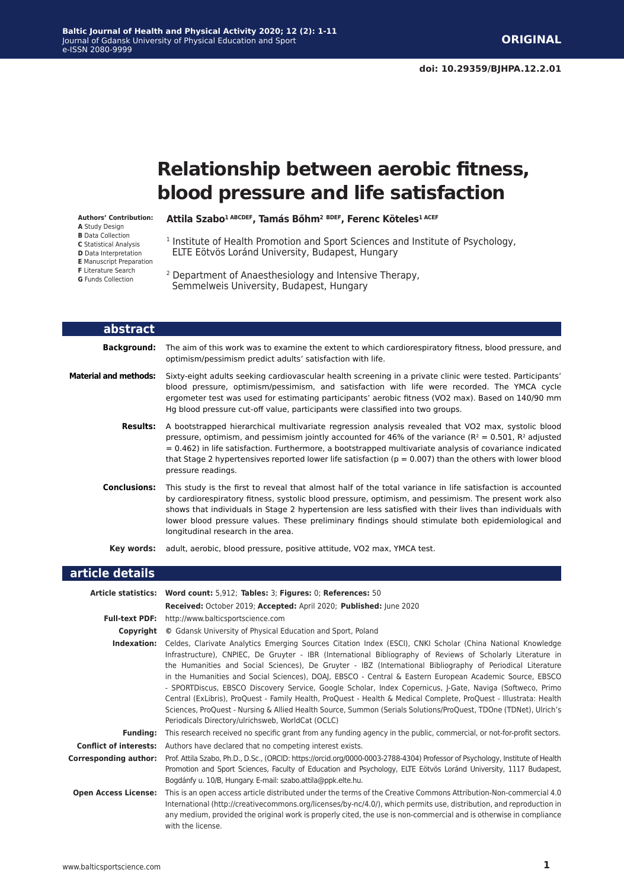# Relationship between aerobic fitness, blood pressure and life satisfaction

**Authors' Contribution:**
**A** Study Design
**B** Data Collection
**C** Statistical Analysis
**D** Data Interpretation
**E** Manuscript Preparation
**F** Literature Search
**G** Funds Collection

**Attila Szabo[1 ABCDEF], Tamás Bőhm[2 BDEF], Ferenc Köteles[1 ACEF]**

[1] Institute of Health Promotion and Sport Sciences and Institute of Psychology, ELTE Eötvös Loránd University, Budapest, Hungary

[2] Department of Anaesthesiology and Intensive Therapy, Semmelweis University, Budapest, Hungary

## abstract

**Background:** The aim of this work was to examine the extent to which cardiorespiratory fitness, blood pressure, and optimism/pessimism predict adults' satisfaction with life.

**Material and methods:** Sixty-eight adults seeking cardiovascular health screening in a private clinic were tested. Participants' blood pressure, optimism/pessimism, and satisfaction with life were recorded. The YMCA cycle ergometer test was used for estimating participants' aerobic fitness (VO2 max). Based on 140/90 mm Hg blood pressure cut-off value, participants were classified into two groups.

**Results:** A bootstrapped hierarchical multivariate regression analysis revealed that VO2 max, systolic blood pressure, optimism, and pessimism jointly accounted for 46% of the variance ($R^2 = 0.501$, $R^2$ adjusted $= 0.462$) in life satisfaction. Furthermore, a bootstrapped multivariate analysis of covariance indicated that Stage 2 hypertensives reported lower life satisfaction ($p = 0.007$) than the others with lower blood pressure readings.

**Conclusions:** This study is the first to reveal that almost half of the total variance in life satisfaction is accounted by cardiorespiratory fitness, systolic blood pressure, optimism, and pessimism. The present work also shows that individuals in Stage 2 hypertension are less satisfied with their lives than individuals with lower blood pressure values. These preliminary findings should stimulate both epidemiological and longitudinal research in the area.

**Key words:** adult, aerobic, blood pressure, positive attitude, VO2 max, YMCA test.

## article details

**Article statistics:** **Word count:** 5,912; **Tables:** 3; **Figures:** 0; **References:** 50
**Received:** October 2019; **Accepted:** April 2020; **Published:** June 2020

**Full-text PDF:** http://www.balticsportscience.com

**Copyright** © Gdansk University of Physical Education and Sport, Poland

**Indexation:** Celdes, Clarivate Analytics Emerging Sources Citation Index (ESCI), CNKI Scholar (China National Knowledge Infrastructure), CNPIEC, De Gruyter - IBR (International Bibliography of Reviews of Scholarly Literature in the Humanities and Social Sciences), De Gruyter - IBZ (International Bibliography of Periodical Literature in the Humanities and Social Sciences), DOAJ, EBSCO - Central & Eastern European Academic Source, EBSCO - SPORTDiscus, EBSCO Discovery Service, Google Scholar, Index Copernicus, J-Gate, Naviga (Softweco, Primo Central (ExLibris), ProQuest - Family Health, ProQuest - Health & Medical Complete, ProQuest - Illustrata: Health Sciences, ProQuest - Nursing & Allied Health Source, Summon (Serials Solutions/ProQuest, TDOne (TDNet), Ulrich's Periodicals Directory/ulrichsweb, WorldCat (OCLC)

**Funding:** This research received no specific grant from any funding agency in the public, commercial, or not-for-profit sectors.

**Conflict of interests:** Authors have declared that no competing interest exists.

**Corresponding author:** Prof. Attila Szabo, Ph.D., D.Sc., (ORCID: https://orcid.org/0000-0003-2788-4304) Professor of Psychology, Institute of Health Promotion and Sport Sciences, Faculty of Education and Psychology, ELTE Eötvös Loránd University, 1117 Budapest, Bogdánfy u. 10/B, Hungary. E-mail: szabo.attila@ppk.elte.hu.

**Open Access License:** This is an open access article distributed under the terms of the Creative Commons Attribution-Non-commercial 4.0 International (http://creativecommons.org/licenses/by-nc/4.0/), which permits use, distribution, and reproduction in any medium, provided the original work is properly cited, the use is non-commercial and is otherwise in compliance with the license.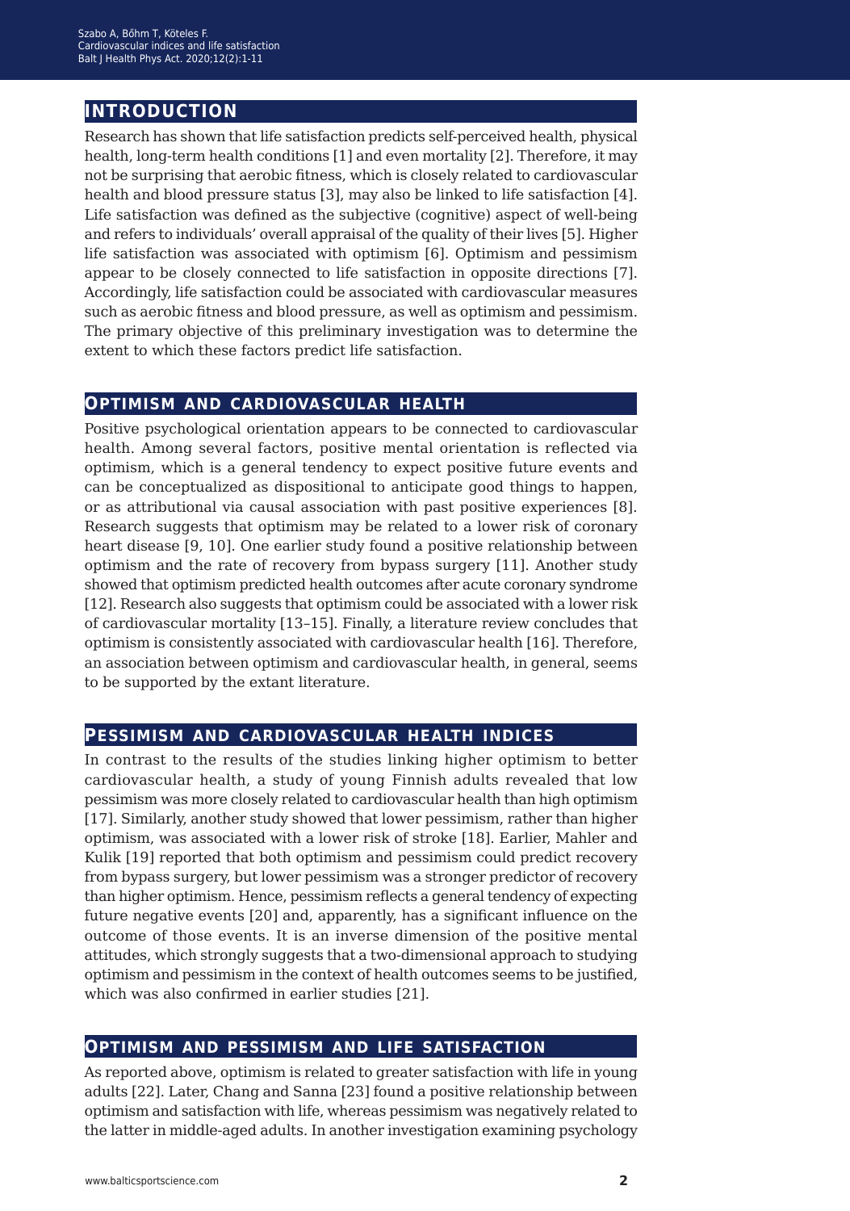## Introduction

Research has shown that life satisfaction predicts self-perceived health, physical health, long-term health conditions [1] and even mortality [2]. Therefore, it may not be surprising that aerobic fitness, which is closely related to cardiovascular health and blood pressure status [3], may also be linked to life satisfaction [4]. Life satisfaction was defined as the subjective (cognitive) aspect of well-being and refers to individuals' overall appraisal of the quality of their lives [5]. Higher life satisfaction was associated with optimism [6]. Optimism and pessimism appear to be closely connected to life satisfaction in opposite directions [7]. Accordingly, life satisfaction could be associated with cardiovascular measures such as aerobic fitness and blood pressure, as well as optimism and pessimism. The primary objective of this preliminary investigation was to determine the extent to which these factors predict life satisfaction.

## Optimism and cardiovascular health

Positive psychological orientation appears to be connected to cardiovascular health. Among several factors, positive mental orientation is reflected via optimism, which is a general tendency to expect positive future events and can be conceptualized as dispositional to anticipate good things to happen, or as attributional via causal association with past positive experiences [8]. Research suggests that optimism may be related to a lower risk of coronary heart disease [9, 10]. One earlier study found a positive relationship between optimism and the rate of recovery from bypass surgery [11]. Another study showed that optimism predicted health outcomes after acute coronary syndrome [12]. Research also suggests that optimism could be associated with a lower risk of cardiovascular mortality [13–15]. Finally, a literature review concludes that optimism is consistently associated with cardiovascular health [16]. Therefore, an association between optimism and cardiovascular health, in general, seems to be supported by the extant literature.

## Pessimism and cardiovascular health indices

In contrast to the results of the studies linking higher optimism to better cardiovascular health, a study of young Finnish adults revealed that low pessimism was more closely related to cardiovascular health than high optimism [17]. Similarly, another study showed that lower pessimism, rather than higher optimism, was associated with a lower risk of stroke [18]. Earlier, Mahler and Kulik [19] reported that both optimism and pessimism could predict recovery from bypass surgery, but lower pessimism was a stronger predictor of recovery than higher optimism. Hence, pessimism reflects a general tendency of expecting future negative events [20] and, apparently, has a significant influence on the outcome of those events. It is an inverse dimension of the positive mental attitudes, which strongly suggests that a two-dimensional approach to studying optimism and pessimism in the context of health outcomes seems to be justified, which was also confirmed in earlier studies [21].

## Optimism and pessimism and life satisfaction

As reported above, optimism is related to greater satisfaction with life in young adults [22]. Later, Chang and Sanna [23] found a positive relationship between optimism and satisfaction with life, whereas pessimism was negatively related to the latter in middle-aged adults. In another investigation examining psychology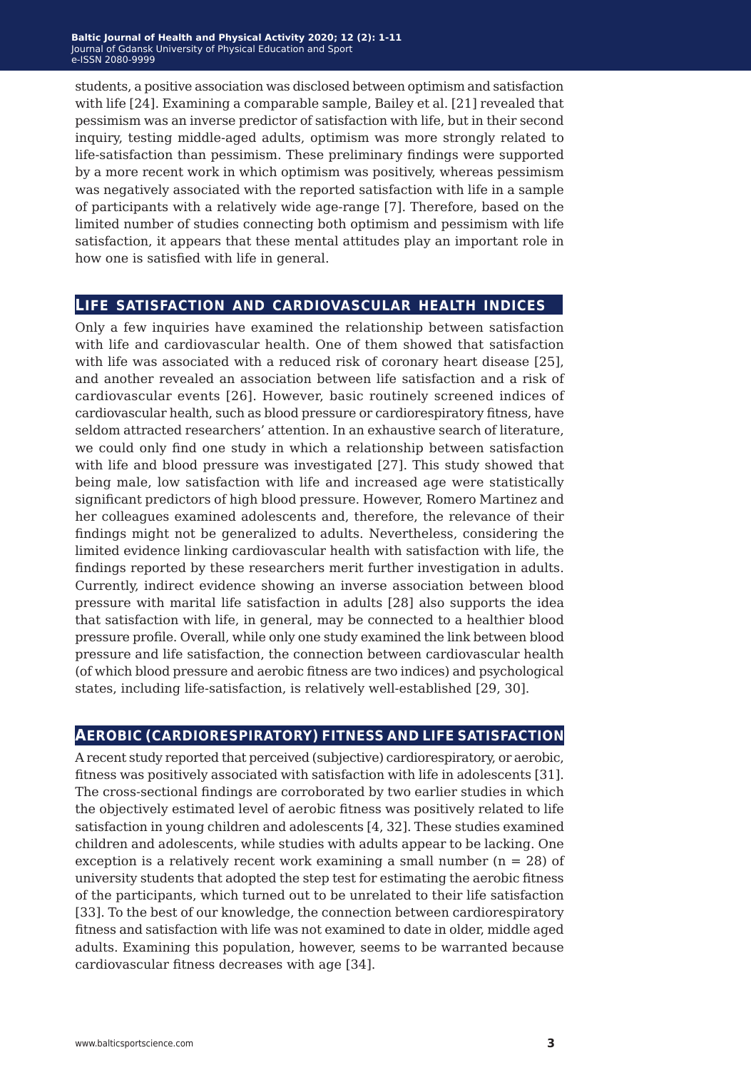students, a positive association was disclosed between optimism and satisfaction with life [24]. Examining a comparable sample, Bailey et al. [21] revealed that pessimism was an inverse predictor of satisfaction with life, but in their second inquiry, testing middle-aged adults, optimism was more strongly related to life-satisfaction than pessimism. These preliminary findings were supported by a more recent work in which optimism was positively, whereas pessimism was negatively associated with the reported satisfaction with life in a sample of participants with a relatively wide age-range [7]. Therefore, based on the limited number of studies connecting both optimism and pessimism with life satisfaction, it appears that these mental attitudes play an important role in how one is satisfied with life in general.

## Life satisfaction and cardiovascular health indices

Only a few inquiries have examined the relationship between satisfaction with life and cardiovascular health. One of them showed that satisfaction with life was associated with a reduced risk of coronary heart disease [25], and another revealed an association between life satisfaction and a risk of cardiovascular events [26]. However, basic routinely screened indices of cardiovascular health, such as blood pressure or cardiorespiratory fitness, have seldom attracted researchers' attention. In an exhaustive search of literature, we could only find one study in which a relationship between satisfaction with life and blood pressure was investigated [27]. This study showed that being male, low satisfaction with life and increased age were statistically significant predictors of high blood pressure. However, Romero Martinez and her colleagues examined adolescents and, therefore, the relevance of their findings might not be generalized to adults. Nevertheless, considering the limited evidence linking cardiovascular health with satisfaction with life, the findings reported by these researchers merit further investigation in adults. Currently, indirect evidence showing an inverse association between blood pressure with marital life satisfaction in adults [28] also supports the idea that satisfaction with life, in general, may be connected to a healthier blood pressure profile. Overall, while only one study examined the link between blood pressure and life satisfaction, the connection between cardiovascular health (of which blood pressure and aerobic fitness are two indices) and psychological states, including life-satisfaction, is relatively well-established [29, 30].

## Aerobic (cardiorespiratory) fitness and life satisfaction

A recent study reported that perceived (subjective) cardiorespiratory, or aerobic, fitness was positively associated with satisfaction with life in adolescents [31]. The cross-sectional findings are corroborated by two earlier studies in which the objectively estimated level of aerobic fitness was positively related to life satisfaction in young children and adolescents [4, 32]. These studies examined children and adolescents, while studies with adults appear to be lacking. One exception is a relatively recent work examining a small number (n = 28) of university students that adopted the step test for estimating the aerobic fitness of the participants, which turned out to be unrelated to their life satisfaction [33]. To the best of our knowledge, the connection between cardiorespiratory fitness and satisfaction with life was not examined to date in older, middle aged adults. Examining this population, however, seems to be warranted because cardiovascular fitness decreases with age [34].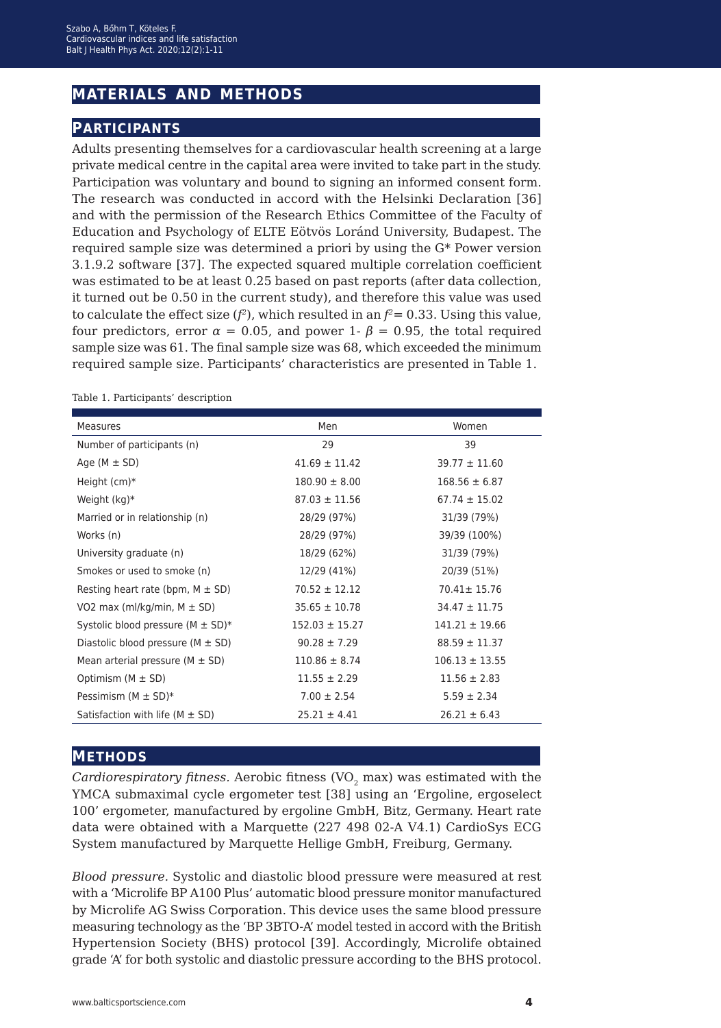## MATERIALS AND METHODS

### PARTICIPANTS

Adults presenting themselves for a cardiovascular health screening at a large private medical centre in the capital area were invited to take part in the study. Participation was voluntary and bound to signing an informed consent form. The research was conducted in accord with the Helsinki Declaration [36] and with the permission of the Research Ethics Committee of the Faculty of Education and Psychology of ELTE Eötvös Loránd University, Budapest. The required sample size was determined a priori by using the G* Power version 3.1.9.2 software [37]. The expected squared multiple correlation coefficient was estimated to be at least 0.25 based on past reports (after data collection, it turned out be 0.50 in the current study), and therefore this value was used to calculate the effect size ($f^2$), which resulted in an $f^2 = 0.33$. Using this value, four predictors, error $\alpha = 0.05$, and power $1 - \beta = 0.95$, the total required sample size was 61. The final sample size was 68, which exceeded the minimum required sample size. Participants' characteristics are presented in Table 1.

Table 1. Participants' description

| Measures | Men | Women |
|---|---|---|
| Number of participants (n) | 29 | 39 |
| Age (M ± SD) | 41.69 ± 11.42 | 39.77 ± 11.60 |
| Height (cm)* | 180.90 ± 8.00 | 168.56 ± 6.87 |
| Weight (kg)* | 87.03 ± 11.56 | 67.74 ± 15.02 |
| Married or in relationship (n) | 28/29 (97%) | 31/39 (79%) |
| Works (n) | 28/29 (97%) | 39/39 (100%) |
| University graduate (n) | 18/29 (62%) | 31/39 (79%) |
| Smokes or used to smoke (n) | 12/29 (41%) | 20/39 (51%) |
| Resting heart rate (bpm, M ± SD) | 70.52 ± 12.12 | 70.41± 15.76 |
| VO2 max (ml/kg/min, M ± SD) | 35.65 ± 10.78 | 34.47 ± 11.75 |
| Systolic blood pressure (M ± SD)* | 152.03 ± 15.27 | 141.21 ± 19.66 |
| Diastolic blood pressure (M ± SD) | 90.28 ± 7.29 | 88.59 ± 11.37 |
| Mean arterial pressure (M ± SD) | 110.86 ± 8.74 | 106.13 ± 13.55 |
| Optimism (M ± SD) | 11.55 ± 2.29 | 11.56 ± 2.83 |
| Pessimism (M ± SD)* | 7.00 ± 2.54 | 5.59 ± 2.34 |
| Satisfaction with life (M ± SD) | 25.21 ± 4.41 | 26.21 ± 6.43 |

### METHODS

*Cardiorespiratory fitness*. Aerobic fitness ($VO_2$ max) was estimated with the YMCA submaximal cycle ergometer test [38] using an 'Ergoline, ergoselect 100' ergometer, manufactured by ergoline GmbH, Bitz, Germany. Heart rate data were obtained with a Marquette (227 498 02-A V4.1) CardioSys ECG System manufactured by Marquette Hellige GmbH, Freiburg, Germany.

*Blood pressure*. Systolic and diastolic blood pressure were measured at rest with a 'Microlife BP A100 Plus' automatic blood pressure monitor manufactured by Microlife AG Swiss Corporation. This device uses the same blood pressure measuring technology as the 'BP 3BTO-A' model tested in accord with the British Hypertension Society (BHS) protocol [39]. Accordingly, Microlife obtained grade 'A' for both systolic and diastolic pressure according to the BHS protocol.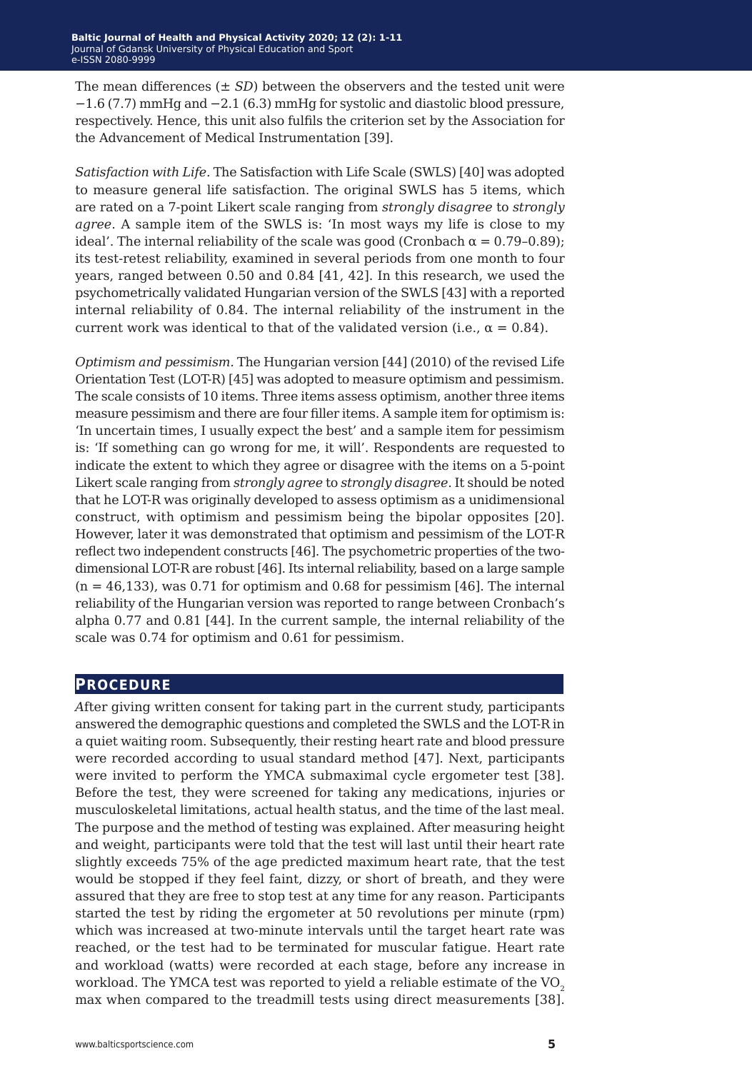The mean differences (± *SD*) between the observers and the tested unit were −1.6 (7.7) mmHg and −2.1 (6.3) mmHg for systolic and diastolic blood pressure, respectively. Hence, this unit also fulfils the criterion set by the Association for the Advancement of Medical Instrumentation [39].

*Satisfaction with Life*. The Satisfaction with Life Scale (SWLS) [40] was adopted to measure general life satisfaction. The original SWLS has 5 items, which are rated on a 7-point Likert scale ranging from *strongly disagree* to *strongly agree*. A sample item of the SWLS is: 'In most ways my life is close to my ideal'. The internal reliability of the scale was good (Cronbach $\alpha = 0.79–0.89$); its test-retest reliability, examined in several periods from one month to four years, ranged between 0.50 and 0.84 [41, 42]. In this research, we used the psychometrically validated Hungarian version of the SWLS [43] with a reported internal reliability of 0.84. The internal reliability of the instrument in the current work was identical to that of the validated version (i.e., $\alpha = 0.84$).

*Optimism and pessimism.* The Hungarian version [44] (2010) of the revised Life Orientation Test (LOT-R) [45] was adopted to measure optimism and pessimism. The scale consists of 10 items. Three items assess optimism, another three items measure pessimism and there are four filler items. A sample item for optimism is: 'In uncertain times, I usually expect the best' and a sample item for pessimism is: 'If something can go wrong for me, it will'. Respondents are requested to indicate the extent to which they agree or disagree with the items on a 5-point Likert scale ranging from *strongly agree* to *strongly disagree*. It should be noted that he LOT-R was originally developed to assess optimism as a unidimensional construct, with optimism and pessimism being the bipolar opposites [20]. However, later it was demonstrated that optimism and pessimism of the LOT-R reflect two independent constructs [46]. The psychometric properties of the two-dimensional LOT-R are robust [46]. Its internal reliability, based on a large sample ($n = 46{,}133$), was 0.71 for optimism and 0.68 for pessimism [46]. The internal reliability of the Hungarian version was reported to range between Cronbach's alpha 0.77 and 0.81 [44]. In the current sample, the internal reliability of the scale was 0.74 for optimism and 0.61 for pessimism.

## Procedure

After giving written consent for taking part in the current study, participants answered the demographic questions and completed the SWLS and the LOT-R in a quiet waiting room. Subsequently, their resting heart rate and blood pressure were recorded according to usual standard method [47]. Next, participants were invited to perform the YMCA submaximal cycle ergometer test [38]. Before the test, they were screened for taking any medications, injuries or musculoskeletal limitations, actual health status, and the time of the last meal. The purpose and the method of testing was explained. After measuring height and weight, participants were told that the test will last until their heart rate slightly exceeds 75% of the age predicted maximum heart rate, that the test would be stopped if they feel faint, dizzy, or short of breath, and they were assured that they are free to stop test at any time for any reason. Participants started the test by riding the ergometer at 50 revolutions per minute (rpm) which was increased at two-minute intervals until the target heart rate was reached, or the test had to be terminated for muscular fatigue. Heart rate and workload (watts) were recorded at each stage, before any increase in workload. The YMCA test was reported to yield a reliable estimate of the $VO_2$ max when compared to the treadmill tests using direct measurements [38].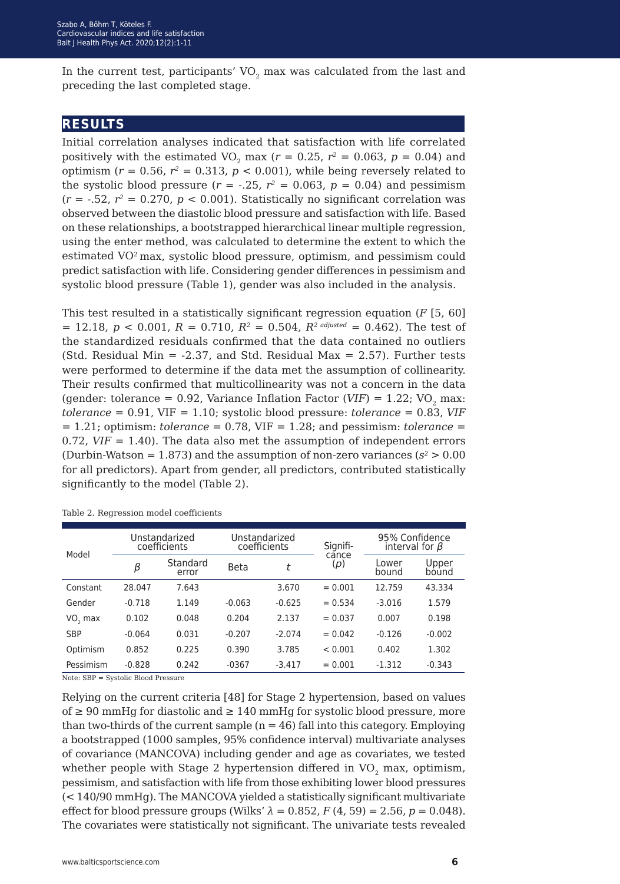In the current test, participants' $VO_2$ max was calculated from the last and preceding the last completed stage.

## RESULTS

Initial correlation analyses indicated that satisfaction with life correlated positively with the estimated $VO_2$ max ($r = 0.25$, $r^2 = 0.063$, $p = 0.04$) and optimism ($r = 0.56$, $r^2 = 0.313$, $p < 0.001$), while being reversely related to the systolic blood pressure ($r = -.25$, $r^2 = 0.063$, $p = 0.04$) and pessimism ($r = -.52$, $r^2 = 0.270$, $p < 0.001$). Statistically no significant correlation was observed between the diastolic blood pressure and satisfaction with life. Based on these relationships, a bootstrapped hierarchical linear multiple regression, using the enter method, was calculated to determine the extent to which the estimated $VO^2$ max, systolic blood pressure, optimism, and pessimism could predict satisfaction with life. Considering gender differences in pessimism and systolic blood pressure (Table 1), gender was also included in the analysis.

This test resulted in a statistically significant regression equation ($F$ [5, 60] = 12.18, $p < 0.001$, $R = 0.710$, $R^2 = 0.504$, $R^{2\ adjusted} = 0.462$). The test of the standardized residuals confirmed that the data contained no outliers (Std. Residual Min = -2.37, and Std. Residual Max = 2.57). Further tests were performed to determine if the data met the assumption of collinearity. Their results confirmed that multicollinearity was not a concern in the data (gender: tolerance = 0.92, Variance Inflation Factor (*VIF*) = 1.22; $VO_2$ max: *tolerance* = 0.91, VIF = 1.10; systolic blood pressure: *tolerance* = 0.83, *VIF* = 1.21; optimism: *tolerance* = 0.78, VIF = 1.28; and pessimism: *tolerance* = 0.72, *VIF* = 1.40). The data also met the assumption of independent errors (Durbin-Watson = 1.873) and the assumption of non-zero variances ($s^2 > 0.00$ for all predictors). Apart from gender, all predictors, contributed statistically significantly to the model (Table 2).

Table 2. Regression model coefficients

| Model | Unstandarized coefficients | | Unstandarized coefficients | | Signifi-cance ($p$) | 95% Confidence interval for $\beta$ | |
|---|---|---|---|---|---|---|---|
| | $\beta$ | Standard error | Beta | $t$ | | Lower bound | Upper bound |
| Constant | 28.047 | 7.643 | | 3.670 | = 0.001 | 12.759 | 43.334 |
| Gender | -0.718 | 1.149 | -0.063 | -0.625 | = 0.534 | -3.016 | 1.579 |
| $VO_2$ max | 0.102 | 0.048 | 0.204 | 2.137 | = 0.037 | 0.007 | 0.198 |
| SBP | -0.064 | 0.031 | -0.207 | -2.074 | = 0.042 | -0.126 | -0.002 |
| Optimism | 0.852 | 0.225 | 0.390 | 3.785 | < 0.001 | 0.402 | 1.302 |
| Pessimism | -0.828 | 0.242 | -0367 | -3.417 | = 0.001 | -1.312 | -0.343 |

Note: SBP = Systolic Blood Pressure

Relying on the current criteria [48] for Stage 2 hypertension, based on values of ≥ 90 mmHg for diastolic and ≥ 140 mmHg for systolic blood pressure, more than two-thirds of the current sample (n = 46) fall into this category. Employing a bootstrapped (1000 samples, 95% confidence interval) multivariate analyses of covariance (MANCOVA) including gender and age as covariates, we tested whether people with Stage 2 hypertension differed in $VO_2$ max, optimism, pessimism, and satisfaction with life from those exhibiting lower blood pressures (< 140/90 mmHg). The MANCOVA yielded a statistically significant multivariate effect for blood pressure groups (Wilks' $\lambda = 0.852$, $F$ (4, 59) = 2.56, $p = 0.048$). The covariates were statistically not significant. The univariate tests revealed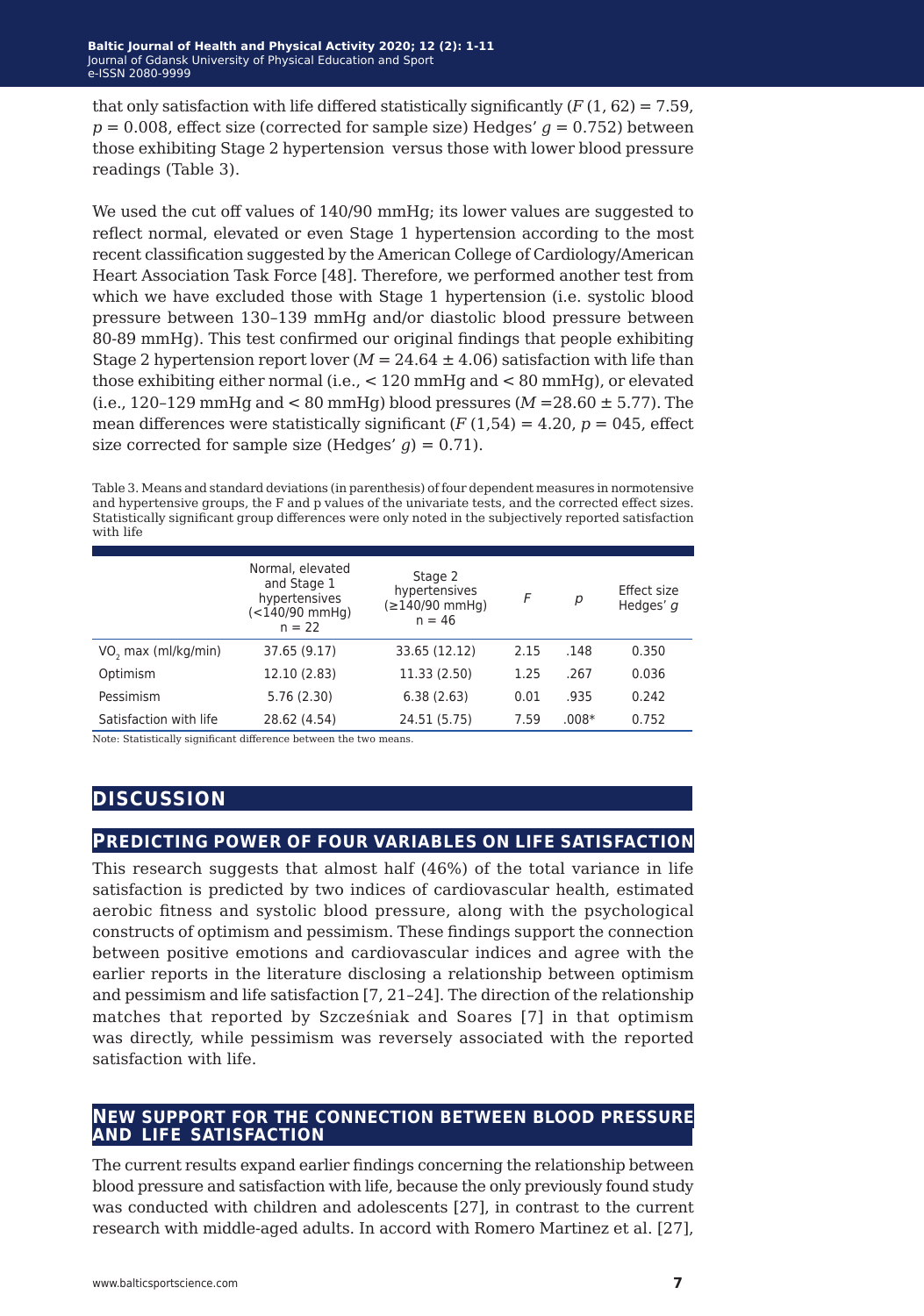that only satisfaction with life differed statistically significantly ($F$ (1, 62) = 7.59, $p$ = 0.008, effect size (corrected for sample size) Hedges' $g$ = 0.752) between those exhibiting Stage 2 hypertension versus those with lower blood pressure readings (Table 3).

We used the cut off values of 140/90 mmHg; its lower values are suggested to reflect normal, elevated or even Stage 1 hypertension according to the most recent classification suggested by the American College of Cardiology/American Heart Association Task Force [48]. Therefore, we performed another test from which we have excluded those with Stage 1 hypertension (i.e. systolic blood pressure between 130–139 mmHg and/or diastolic blood pressure between 80-89 mmHg). This test confirmed our original findings that people exhibiting Stage 2 hypertension report lover ($M$ = 24.64 ± 4.06) satisfaction with life than those exhibiting either normal (i.e., < 120 mmHg and < 80 mmHg), or elevated (i.e., 120–129 mmHg and < 80 mmHg) blood pressures ($M$ =28.60 ± 5.77). The mean differences were statistically significant ($F$ (1,54) = 4.20, $p$ = 045, effect size corrected for sample size (Hedges' $g$) = 0.71).

Table 3. Means and standard deviations (in parenthesis) of four dependent measures in normotensive and hypertensive groups, the F and p values of the univariate tests, and the corrected effect sizes. Statistically significant group differences were only noted in the subjectively reported satisfaction with life

| | Normal, elevated and Stage 1 hypertensives (<140/90 mmHg) n = 22 | Stage 2 hypertensives (≥140/90 mmHg) n = 46 | $F$ | $p$ | Effect size Hedges' $g$ |
|---|---|---|---|---|---|
| $VO_2$ max (ml/kg/min) | 37.65 (9.17) | 33.65 (12.12) | 2.15 | .148 | 0.350 |
| Optimism | 12.10 (2.83) | 11.33 (2.50) | 1.25 | .267 | 0.036 |
| Pessimism | 5.76 (2.30) | 6.38 (2.63) | 0.01 | .935 | 0.242 |
| Satisfaction with life | 28.62 (4.54) | 24.51 (5.75) | 7.59 | .008* | 0.752 |

Note: Statistically significant difference between the two means.

# DISCUSSION

## Predicting power of four variables on life satisfaction

This research suggests that almost half (46%) of the total variance in life satisfaction is predicted by two indices of cardiovascular health, estimated aerobic fitness and systolic blood pressure, along with the psychological constructs of optimism and pessimism. These findings support the connection between positive emotions and cardiovascular indices and agree with the earlier reports in the literature disclosing a relationship between optimism and pessimism and life satisfaction [7, 21–24]. The direction of the relationship matches that reported by Szcześniak and Soares [7] in that optimism was directly, while pessimism was reversely associated with the reported satisfaction with life.

## New support for the connection between blood pressure and life satisfaction

The current results expand earlier findings concerning the relationship between blood pressure and satisfaction with life, because the only previously found study was conducted with children and adolescents [27], in contrast to the current research with middle-aged adults. In accord with Romero Martinez et al. [27],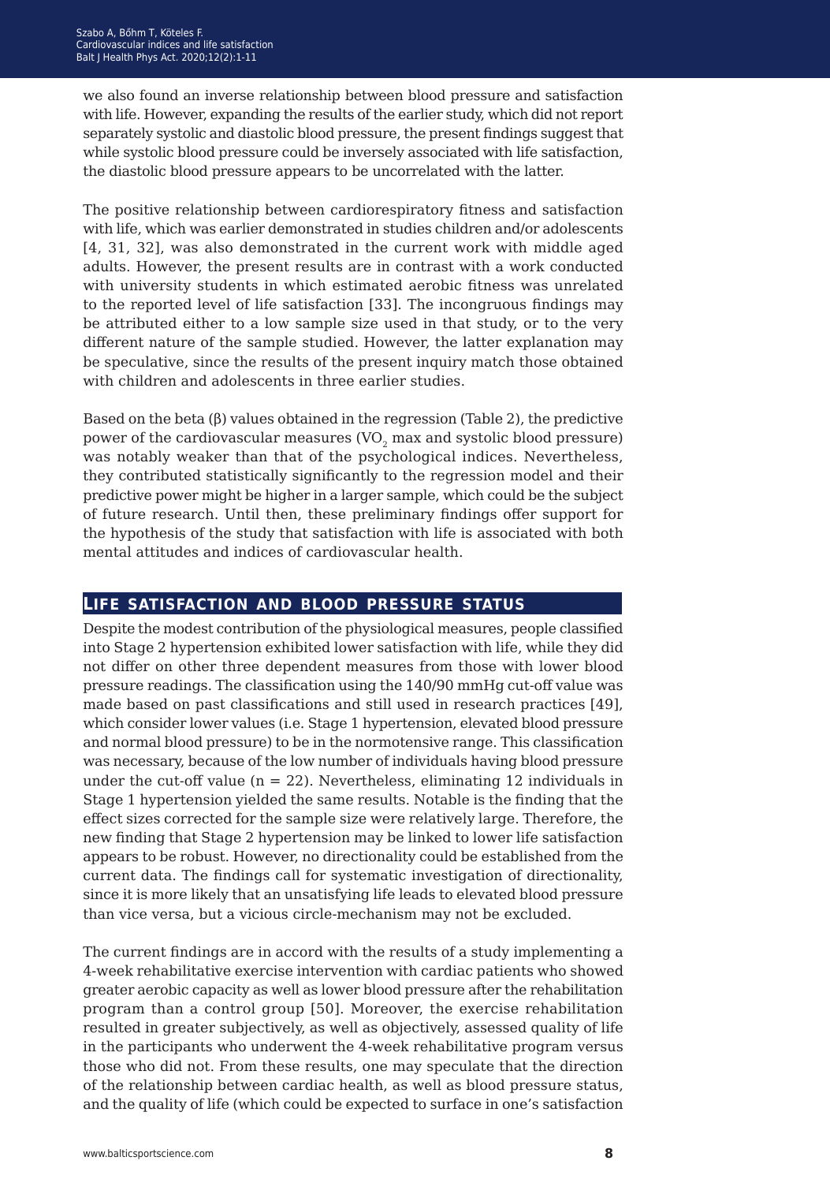we also found an inverse relationship between blood pressure and satisfaction with life. However, expanding the results of the earlier study, which did not report separately systolic and diastolic blood pressure, the present findings suggest that while systolic blood pressure could be inversely associated with life satisfaction, the diastolic blood pressure appears to be uncorrelated with the latter.

The positive relationship between cardiorespiratory fitness and satisfaction with life, which was earlier demonstrated in studies children and/or adolescents [4, 31, 32], was also demonstrated in the current work with middle aged adults. However, the present results are in contrast with a work conducted with university students in which estimated aerobic fitness was unrelated to the reported level of life satisfaction [33]. The incongruous findings may be attributed either to a low sample size used in that study, or to the very different nature of the sample studied. However, the latter explanation may be speculative, since the results of the present inquiry match those obtained with children and adolescents in three earlier studies.

Based on the beta (β) values obtained in the regression (Table 2), the predictive power of the cardiovascular measures ($VO_2$ max and systolic blood pressure) was notably weaker than that of the psychological indices. Nevertheless, they contributed statistically significantly to the regression model and their predictive power might be higher in a larger sample, which could be the subject of future research. Until then, these preliminary findings offer support for the hypothesis of the study that satisfaction with life is associated with both mental attitudes and indices of cardiovascular health.

## Life satisfaction and blood pressure status

Despite the modest contribution of the physiological measures, people classified into Stage 2 hypertension exhibited lower satisfaction with life, while they did not differ on other three dependent measures from those with lower blood pressure readings. The classification using the 140/90 mmHg cut-off value was made based on past classifications and still used in research practices [49], which consider lower values (i.e. Stage 1 hypertension, elevated blood pressure and normal blood pressure) to be in the normotensive range. This classification was necessary, because of the low number of individuals having blood pressure under the cut-off value ($n = 22$). Nevertheless, eliminating 12 individuals in Stage 1 hypertension yielded the same results. Notable is the finding that the effect sizes corrected for the sample size were relatively large. Therefore, the new finding that Stage 2 hypertension may be linked to lower life satisfaction appears to be robust. However, no directionality could be established from the current data. The findings call for systematic investigation of directionality, since it is more likely that an unsatisfying life leads to elevated blood pressure than vice versa, but a vicious circle-mechanism may not be excluded.

The current findings are in accord with the results of a study implementing a 4-week rehabilitative exercise intervention with cardiac patients who showed greater aerobic capacity as well as lower blood pressure after the rehabilitation program than a control group [50]. Moreover, the exercise rehabilitation resulted in greater subjectively, as well as objectively, assessed quality of life in the participants who underwent the 4-week rehabilitative program versus those who did not. From these results, one may speculate that the direction of the relationship between cardiac health, as well as blood pressure status, and the quality of life (which could be expected to surface in one's satisfaction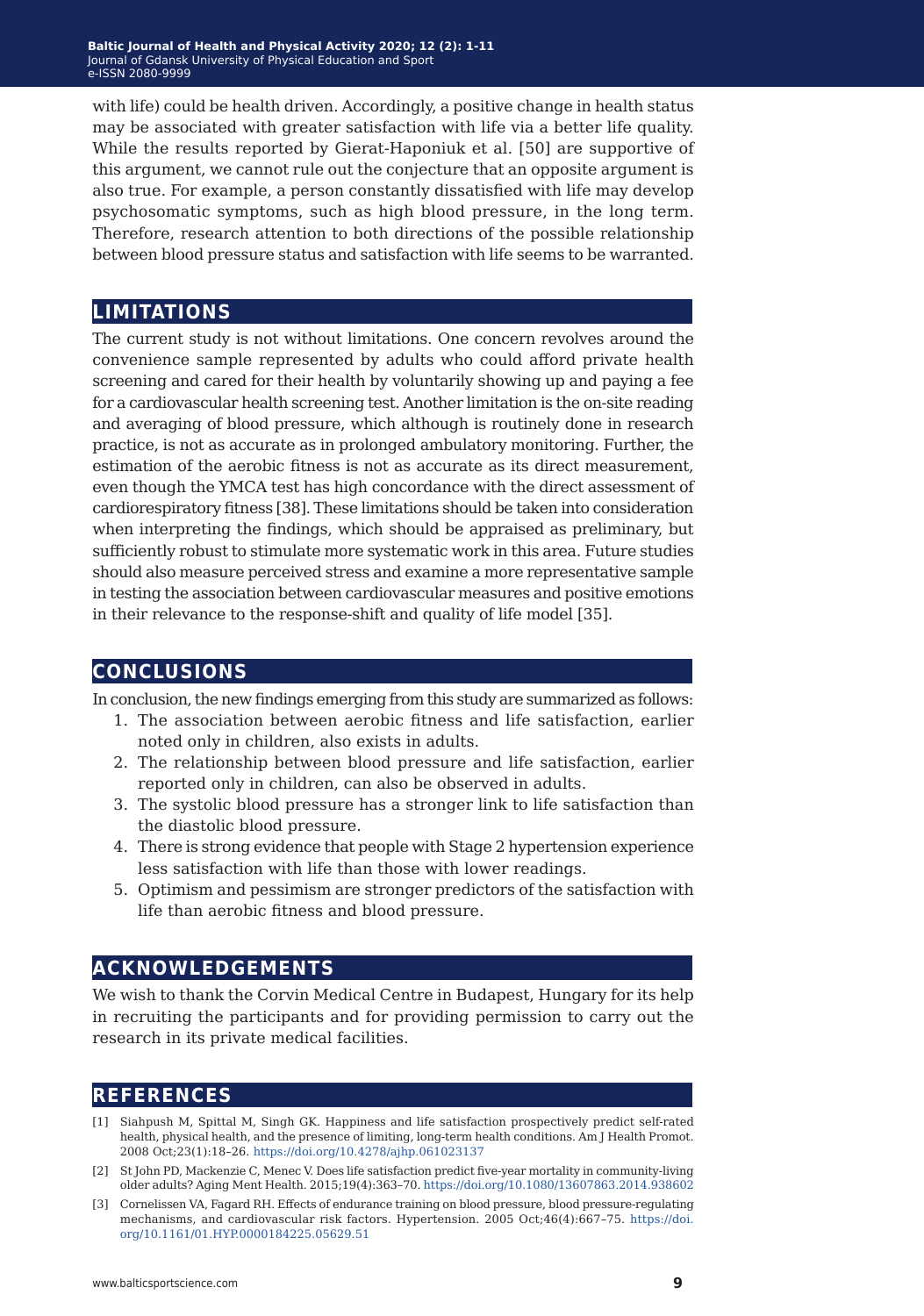with life) could be health driven. Accordingly, a positive change in health status may be associated with greater satisfaction with life via a better life quality. While the results reported by Gierat-Haponiuk et al. [50] are supportive of this argument, we cannot rule out the conjecture that an opposite argument is also true. For example, a person constantly dissatisfied with life may develop psychosomatic symptoms, such as high blood pressure, in the long term. Therefore, research attention to both directions of the possible relationship between blood pressure status and satisfaction with life seems to be warranted.

## LIMITATIONS

The current study is not without limitations. One concern revolves around the convenience sample represented by adults who could afford private health screening and cared for their health by voluntarily showing up and paying a fee for a cardiovascular health screening test. Another limitation is the on-site reading and averaging of blood pressure, which although is routinely done in research practice, is not as accurate as in prolonged ambulatory monitoring. Further, the estimation of the aerobic fitness is not as accurate as its direct measurement, even though the YMCA test has high concordance with the direct assessment of cardiorespiratory fitness [38]. These limitations should be taken into consideration when interpreting the findings, which should be appraised as preliminary, but sufficiently robust to stimulate more systematic work in this area. Future studies should also measure perceived stress and examine a more representative sample in testing the association between cardiovascular measures and positive emotions in their relevance to the response-shift and quality of life model [35].

## CONCLUSIONS

In conclusion, the new findings emerging from this study are summarized as follows:

1. The association between aerobic fitness and life satisfaction, earlier noted only in children, also exists in adults.
2. The relationship between blood pressure and life satisfaction, earlier reported only in children, can also be observed in adults.
3. The systolic blood pressure has a stronger link to life satisfaction than the diastolic blood pressure.
4. There is strong evidence that people with Stage 2 hypertension experience less satisfaction with life than those with lower readings.
5. Optimism and pessimism are stronger predictors of the satisfaction with life than aerobic fitness and blood pressure.

## ACKNOWLEDGEMENTS

We wish to thank the Corvin Medical Centre in Budapest, Hungary for its help in recruiting the participants and for providing permission to carry out the research in its private medical facilities.

## REFERENCES

[1] Siahpush M, Spittal M, Singh GK. Happiness and life satisfaction prospectively predict self-rated health, physical health, and the presence of limiting, long-term health conditions. Am J Health Promot. 2008 Oct;23(1):18–26. https://doi.org/10.4278/ajhp.061023137

[2] St John PD, Mackenzie C, Menec V. Does life satisfaction predict five-year mortality in community-living older adults? Aging Ment Health. 2015;19(4):363–70. https://doi.org/10.1080/13607863.2014.938602

[3] Cornelissen VA, Fagard RH. Effects of endurance training on blood pressure, blood pressure-regulating mechanisms, and cardiovascular risk factors. Hypertension. 2005 Oct;46(4):667–75. https://doi.org/10.1161/01.HYP.0000184225.05629.51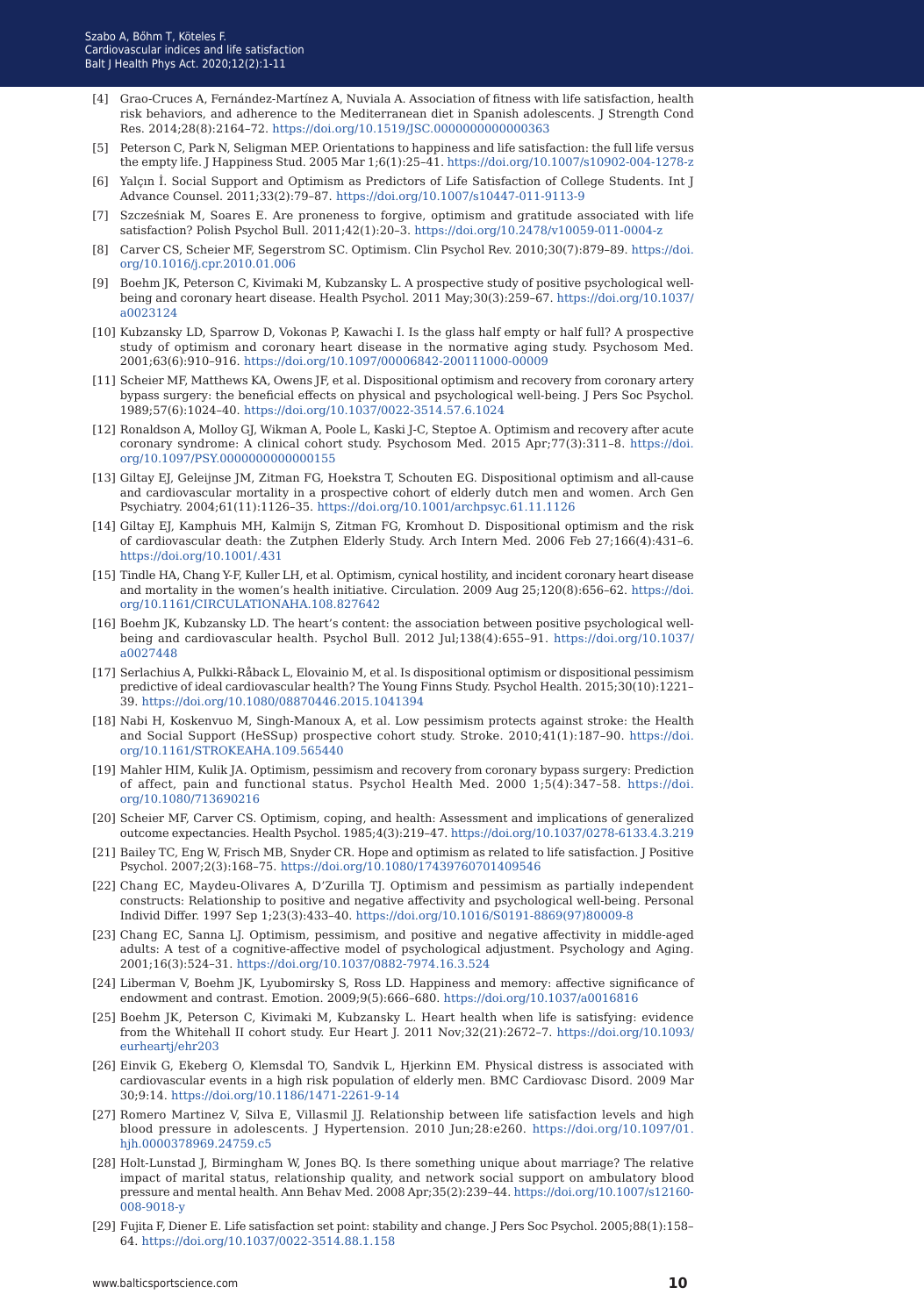[4] Grao-Cruces A, Fernández-Martínez A, Nuviala A. Association of fitness with life satisfaction, health risk behaviors, and adherence to the Mediterranean diet in Spanish adolescents. J Strength Cond Res. 2014;28(8):2164–72. https://doi.org/10.1519/JSC.0000000000000363

[5] Peterson C, Park N, Seligman MEP. Orientations to happiness and life satisfaction: the full life versus the empty life. J Happiness Stud. 2005 Mar 1;6(1):25–41. https://doi.org/10.1007/s10902-004-1278-z

[6] Yalçın İ. Social Support and Optimism as Predictors of Life Satisfaction of College Students. Int J Advance Counsel. 2011;33(2):79–87. https://doi.org/10.1007/s10447-011-9113-9

[7] Szcześniak M, Soares E. Are proneness to forgive, optimism and gratitude associated with life satisfaction? Polish Psychol Bull. 2011;42(1):20–3. https://doi.org/10.2478/v10059-011-0004-z

[8] Carver CS, Scheier MF, Segerstrom SC. Optimism. Clin Psychol Rev. 2010;30(7):879–89. https://doi.org/10.1016/j.cpr.2010.01.006

[9] Boehm JK, Peterson C, Kivimaki M, Kubzansky L. A prospective study of positive psychological well-being and coronary heart disease. Health Psychol. 2011 May;30(3):259–67. https://doi.org/10.1037/a0023124

[10] Kubzansky LD, Sparrow D, Vokonas P, Kawachi I. Is the glass half empty or half full? A prospective study of optimism and coronary heart disease in the normative aging study. Psychosom Med. 2001;63(6):910–916. https://doi.org/10.1097/00006842-200111000-00009

[11] Scheier MF, Matthews KA, Owens JF, et al. Dispositional optimism and recovery from coronary artery bypass surgery: the beneficial effects on physical and psychological well-being. J Pers Soc Psychol. 1989;57(6):1024–40. https://doi.org/10.1037/0022-3514.57.6.1024

[12] Ronaldson A, Molloy GJ, Wikman A, Poole L, Kaski J-C, Steptoe A. Optimism and recovery after acute coronary syndrome: A clinical cohort study. Psychosom Med. 2015 Apr;77(3):311–8. https://doi.org/10.1097/PSY.0000000000000155

[13] Giltay EJ, Geleijnse JM, Zitman FG, Hoekstra T, Schouten EG. Dispositional optimism and all-cause and cardiovascular mortality in a prospective cohort of elderly dutch men and women. Arch Gen Psychiatry. 2004;61(11):1126–35. https://doi.org/10.1001/archpsyc.61.11.1126

[14] Giltay EJ, Kamphuis MH, Kalmijn S, Zitman FG, Kromhout D. Dispositional optimism and the risk of cardiovascular death: the Zutphen Elderly Study. Arch Intern Med. 2006 Feb 27;166(4):431–6. https://doi.org/10.1001/.431

[15] Tindle HA, Chang Y-F, Kuller LH, et al. Optimism, cynical hostility, and incident coronary heart disease and mortality in the women's health initiative. Circulation. 2009 Aug 25;120(8):656–62. https://doi.org/10.1161/CIRCULATIONAHA.108.827642

[16] Boehm JK, Kubzansky LD. The heart's content: the association between positive psychological well-being and cardiovascular health. Psychol Bull. 2012 Jul;138(4):655–91. https://doi.org/10.1037/a0027448

[17] Serlachius A, Pulkki-Råback L, Elovainio M, et al. Is dispositional optimism or dispositional pessimism predictive of ideal cardiovascular health? The Young Finns Study. Psychol Health. 2015;30(10):1221–39. https://doi.org/10.1080/08870446.2015.1041394

[18] Nabi H, Koskenvuo M, Singh-Manoux A, et al. Low pessimism protects against stroke: the Health and Social Support (HeSSup) prospective cohort study. Stroke. 2010;41(1):187–90. https://doi.org/10.1161/STROKEAHA.109.565440

[19] Mahler HIM, Kulik JA. Optimism, pessimism and recovery from coronary bypass surgery: Prediction of affect, pain and functional status. Psychol Health Med. 2000 1;5(4):347–58. https://doi.org/10.1080/713690216

[20] Scheier MF, Carver CS. Optimism, coping, and health: Assessment and implications of generalized outcome expectancies. Health Psychol. 1985;4(3):219–47. https://doi.org/10.1037/0278-6133.4.3.219

[21] Bailey TC, Eng W, Frisch MB, Snyder CR. Hope and optimism as related to life satisfaction. J Positive Psychol. 2007;2(3):168–75. https://doi.org/10.1080/17439760701409546

[22] Chang EC, Maydeu-Olivares A, D'Zurilla TJ. Optimism and pessimism as partially independent constructs: Relationship to positive and negative affectivity and psychological well-being. Personal Individ Differ. 1997 Sep 1;23(3):433–40. https://doi.org/10.1016/S0191-8869(97)80009-8

[23] Chang EC, Sanna LJ. Optimism, pessimism, and positive and negative affectivity in middle-aged adults: A test of a cognitive-affective model of psychological adjustment. Psychology and Aging. 2001;16(3):524–31. https://doi.org/10.1037/0882-7974.16.3.524

[24] Liberman V, Boehm JK, Lyubomirsky S, Ross LD. Happiness and memory: affective significance of endowment and contrast. Emotion. 2009;9(5):666–680. https://doi.org/10.1037/a0016816

[25] Boehm JK, Peterson C, Kivimaki M, Kubzansky L. Heart health when life is satisfying: evidence from the Whitehall II cohort study. Eur Heart J. 2011 Nov;32(21):2672–7. https://doi.org/10.1093/eurheartj/ehr203

[26] Einvik G, Ekeberg O, Klemsdal TO, Sandvik L, Hjerkinn EM. Physical distress is associated with cardiovascular events in a high risk population of elderly men. BMC Cardiovasc Disord. 2009 Mar 30;9:14. https://doi.org/10.1186/1471-2261-9-14

[27] Romero Martinez V, Silva E, Villasmil JJ. Relationship between life satisfaction levels and high blood pressure in adolescents. J Hypertension. 2010 Jun;28:e260. https://doi.org/10.1097/01.hjh.0000378969.24759.c5

[28] Holt-Lunstad J, Birmingham W, Jones BQ. Is there something unique about marriage? The relative impact of marital status, relationship quality, and network social support on ambulatory blood pressure and mental health. Ann Behav Med. 2008 Apr;35(2):239–44. https://doi.org/10.1007/s12160-008-9018-y

[29] Fujita F, Diener E. Life satisfaction set point: stability and change. J Pers Soc Psychol. 2005;88(1):158–64. https://doi.org/10.1037/0022-3514.88.1.158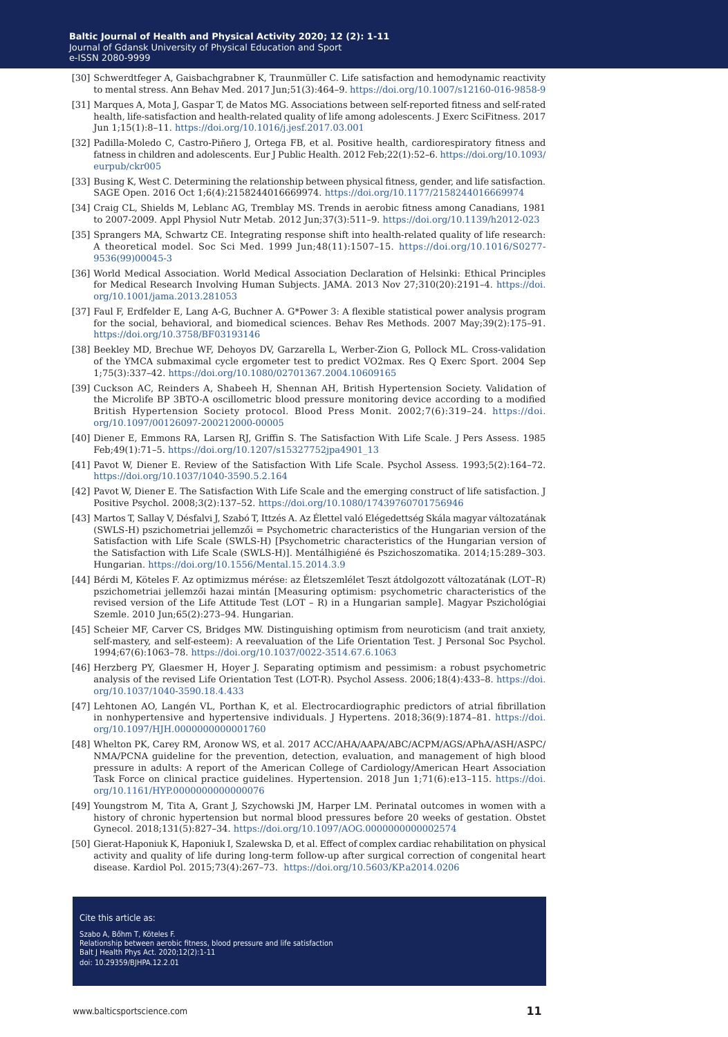[30] Schwerdtfeger A, Gaisbachgrabner K, Traunmüller C. Life satisfaction and hemodynamic reactivity to mental stress. Ann Behav Med. 2017 Jun;51(3):464–9. https://doi.org/10.1007/s12160-016-9858-9

[31] Marques A, Mota J, Gaspar T, de Matos MG. Associations between self-reported fitness and self-rated health, life-satisfaction and health-related quality of life among adolescents. J Exerc SciFitness. 2017 Jun 1;15(1):8–11. https://doi.org/10.1016/j.jesf.2017.03.001

[32] Padilla-Moledo C, Castro-Piñero J, Ortega FB, et al. Positive health, cardiorespiratory fitness and fatness in children and adolescents. Eur J Public Health. 2012 Feb;22(1):52–6. https://doi.org/10.1093/eurpub/ckr005

[33] Busing K, West C. Determining the relationship between physical fitness, gender, and life satisfaction. SAGE Open. 2016 Oct 1;6(4):2158244016669974. https://doi.org/10.1177/2158244016669974

[34] Craig CL, Shields M, Leblanc AG, Tremblay MS. Trends in aerobic fitness among Canadians, 1981 to 2007-2009. Appl Physiol Nutr Metab. 2012 Jun;37(3):511–9. https://doi.org/10.1139/h2012-023

[35] Sprangers MA, Schwartz CE. Integrating response shift into health-related quality of life research: A theoretical model. Soc Sci Med. 1999 Jun;48(11):1507–15. https://doi.org/10.1016/S0277-9536(99)00045-3

[36] World Medical Association. World Medical Association Declaration of Helsinki: Ethical Principles for Medical Research Involving Human Subjects. JAMA. 2013 Nov 27;310(20):2191–4. https://doi.org/10.1001/jama.2013.281053

[37] Faul F, Erdfelder E, Lang A-G, Buchner A. G*Power 3: A flexible statistical power analysis program for the social, behavioral, and biomedical sciences. Behav Res Methods. 2007 May;39(2):175–91. https://doi.org/10.3758/BF03193146

[38] Beekley MD, Brechue WF, Dehoyos DV, Garzarella L, Werber-Zion G, Pollock ML. Cross-validation of the YMCA submaximal cycle ergometer test to predict VO2max. Res Q Exerc Sport. 2004 Sep 1;75(3):337–42. https://doi.org/10.1080/02701367.2004.10609165

[39] Cuckson AC, Reinders A, Shabeeh H, Shennan AH, British Hypertension Society. Validation of the Microlife BP 3BTO-A oscillometric blood pressure monitoring device according to a modified British Hypertension Society protocol. Blood Press Monit. 2002;7(6):319–24. https://doi.org/10.1097/00126097-200212000-00005

[40] Diener E, Emmons RA, Larsen RJ, Griffin S. The Satisfaction With Life Scale. J Pers Assess. 1985 Feb;49(1):71–5. https://doi.org/10.1207/s15327752jpa4901_13

[41] Pavot W, Diener E. Review of the Satisfaction With Life Scale. Psychol Assess. 1993;5(2):164–72. https://doi.org/10.1037/1040-3590.5.2.164

[42] Pavot W, Diener E. The Satisfaction With Life Scale and the emerging construct of life satisfaction. J Positive Psychol. 2008;3(2):137–52. https://doi.org/10.1080/17439760701756946

[43] Martos T, Sallay V, Désfalvi J, Szabó T, Ittzés A. Az Élettel való Elégedettség Skála magyar változatának (SWLS-H) pszichometriai jellemzői = Psychometric characteristics of the Hungarian version of the Satisfaction with Life Scale (SWLS-H) [Psychometric characteristics of the Hungarian version of the Satisfaction with Life Scale (SWLS-H)]. Mentálhigiéné és Pszichoszomatika. 2014;15:289–303. Hungarian. https://doi.org/10.1556/Mental.15.2014.3.9

[44] Bérdi M, Köteles F. Az optimizmus mérése: az Életszemlélet Teszt átdolgozott változatának (LOT–R) pszichometriai jellemzői hazai mintán [Measuring optimism: psychometric characteristics of the revised version of the Life Attitude Test (LOT – R) in a Hungarian sample]. Magyar Pszichológiai Szemle. 2010 Jun;65(2):273–94. Hungarian.

[45] Scheier MF, Carver CS, Bridges MW. Distinguishing optimism from neuroticism (and trait anxiety, self-mastery, and self-esteem): A reevaluation of the Life Orientation Test. J Personal Soc Psychol. 1994;67(6):1063–78. https://doi.org/10.1037/0022-3514.67.6.1063

[46] Herzberg PY, Glaesmer H, Hoyer J. Separating optimism and pessimism: a robust psychometric analysis of the revised Life Orientation Test (LOT-R). Psychol Assess. 2006;18(4):433–8. https://doi.org/10.1037/1040-3590.18.4.433

[47] Lehtonen AO, Langén VL, Porthan K, et al. Electrocardiographic predictors of atrial fibrillation in nonhypertensive and hypertensive individuals. J Hypertens. 2018;36(9):1874–81. https://doi.org/10.1097/HJH.0000000000001760

[48] Whelton PK, Carey RM, Aronow WS, et al. 2017 ACC/AHA/AAPA/ABC/ACPM/AGS/APhA/ASH/ASPC/NMA/PCNA guideline for the prevention, detection, evaluation, and management of high blood pressure in adults: A report of the American College of Cardiology/American Heart Association Task Force on clinical practice guidelines. Hypertension. 2018 Jun 1;71(6):e13–115. https://doi.org/10.1161/HYP.0000000000000076

[49] Youngstrom M, Tita A, Grant J, Szychowski JM, Harper LM. Perinatal outcomes in women with a history of chronic hypertension but normal blood pressures before 20 weeks of gestation. Obstet Gynecol. 2018;131(5):827–34. https://doi.org/10.1097/AOG.0000000000002574

[50] Gierat-Haponiuk K, Haponiuk I, Szalewska D, et al. Effect of complex cardiac rehabilitation on physical activity and quality of life during long-term follow-up after surgical correction of congenital heart disease. Kardiol Pol. 2015;73(4):267–73. https://doi.org/10.5603/KP.a2014.0206

Cite this article as:

Szabo A, Bőhm T, Köteles F.
Relationship between aerobic fitness, blood pressure and life satisfaction
Balt J Health Phys Act. 2020;12(2):1-11
doi: 10.29359/BJHPA.12.2.01